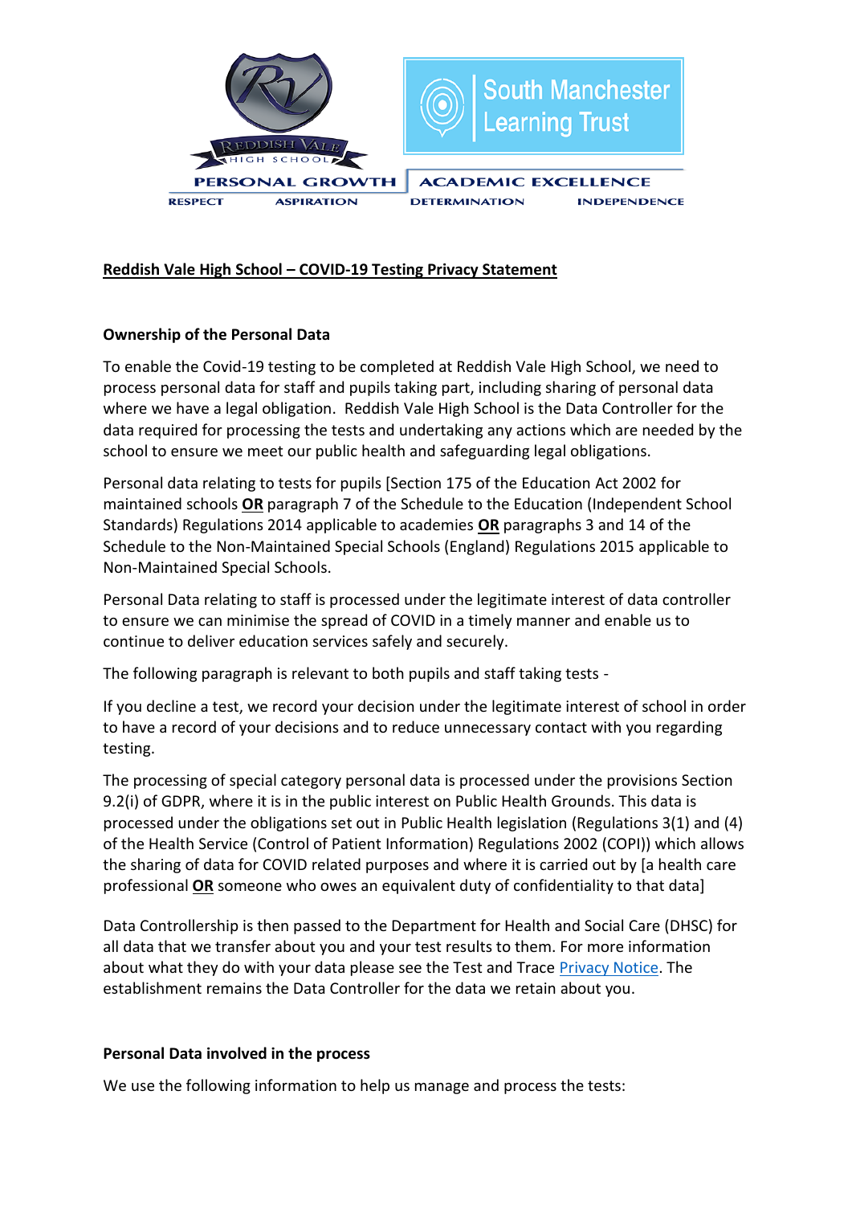REDDISH VALE HIGH SCHOOL

South Manchester Learning Trust

PERSONAL GROWTH | ACADEMIC EXCELLENCE

RESPECT ASPIRATION DETERMINATION INDEPENDENCE

## Reddish Vale High School – COVID-19 Testing Privacy Statement

### Ownership of the Personal Data

To enable the Covid-19 testing to be completed at Reddish Vale High School, we need to process personal data for staff and pupils taking part, including sharing of personal data where we have a legal obligation. Reddish Vale High School is the Data Controller for the data required for processing the tests and undertaking any actions which are needed by the school to ensure we meet our public health and safeguarding legal obligations.

Personal data relating to tests for pupils [Section 175 of the Education Act 2002 for maintained schools **OR** paragraph 7 of the Schedule to the Education (Independent School Standards) Regulations 2014 applicable to academies **OR** paragraphs 3 and 14 of the Schedule to the Non-Maintained Special Schools (England) Regulations 2015 applicable to Non-Maintained Special Schools.

Personal Data relating to staff is processed under the legitimate interest of data controller to ensure we can minimise the spread of COVID in a timely manner and enable us to continue to deliver education services safely and securely.

The following paragraph is relevant to both pupils and staff taking tests -

If you decline a test, we record your decision under the legitimate interest of school in order to have a record of your decisions and to reduce unnecessary contact with you regarding testing.

The processing of special category personal data is processed under the provisions Section 9.2(i) of GDPR, where it is in the public interest on Public Health Grounds. This data is processed under the obligations set out in Public Health legislation (Regulations 3(1) and (4) of the Health Service (Control of Patient Information) Regulations 2002 (COPI)) which allows the sharing of data for COVID related purposes and where it is carried out by [a health care professional **OR** someone who owes an equivalent duty of confidentiality to that data]

Data Controllership is then passed to the Department for Health and Social Care (DHSC) for all data that we transfer about you and your test results to them. For more information about what they do with your data please see the Test and Trace Privacy Notice. The establishment remains the Data Controller for the data we retain about you.

### Personal Data involved in the process

We use the following information to help us manage and process the tests: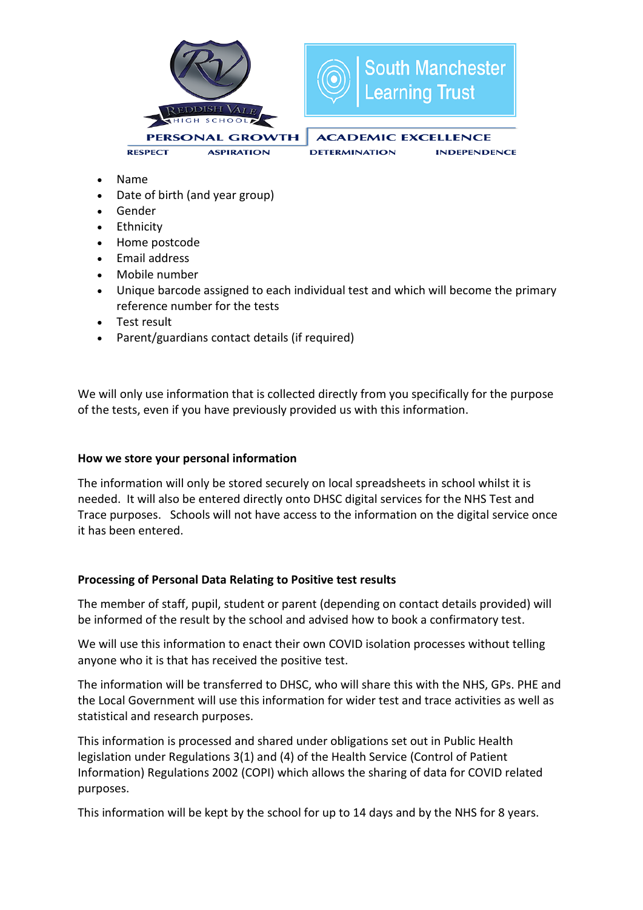- Name
- Date of birth (and year group)
- Gender
- Ethnicity
- Home postcode
- Email address
- Mobile number
- Unique barcode assigned to each individual test and which will become the primary reference number for the tests
- Test result
- Parent/guardians contact details (if required)

We will only use information that is collected directly from you specifically for the purpose of the tests, even if you have previously provided us with this information.

**How we store your personal information**

The information will only be stored securely on local spreadsheets in school whilst it is needed. It will also be entered directly onto DHSC digital services for the NHS Test and Trace purposes. Schools will not have access to the information on the digital service once it has been entered.

**Processing of Personal Data Relating to Positive test results**

The member of staff, pupil, student or parent (depending on contact details provided) will be informed of the result by the school and advised how to book a confirmatory test.

We will use this information to enact their own COVID isolation processes without telling anyone who it is that has received the positive test.

The information will be transferred to DHSC, who will share this with the NHS, GPs. PHE and the Local Government will use this information for wider test and trace activities as well as statistical and research purposes.

This information is processed and shared under obligations set out in Public Health legislation under Regulations 3(1) and (4) of the Health Service (Control of Patient Information) Regulations 2002 (COPI) which allows the sharing of data for COVID related purposes.

This information will be kept by the school for up to 14 days and by the NHS for 8 years.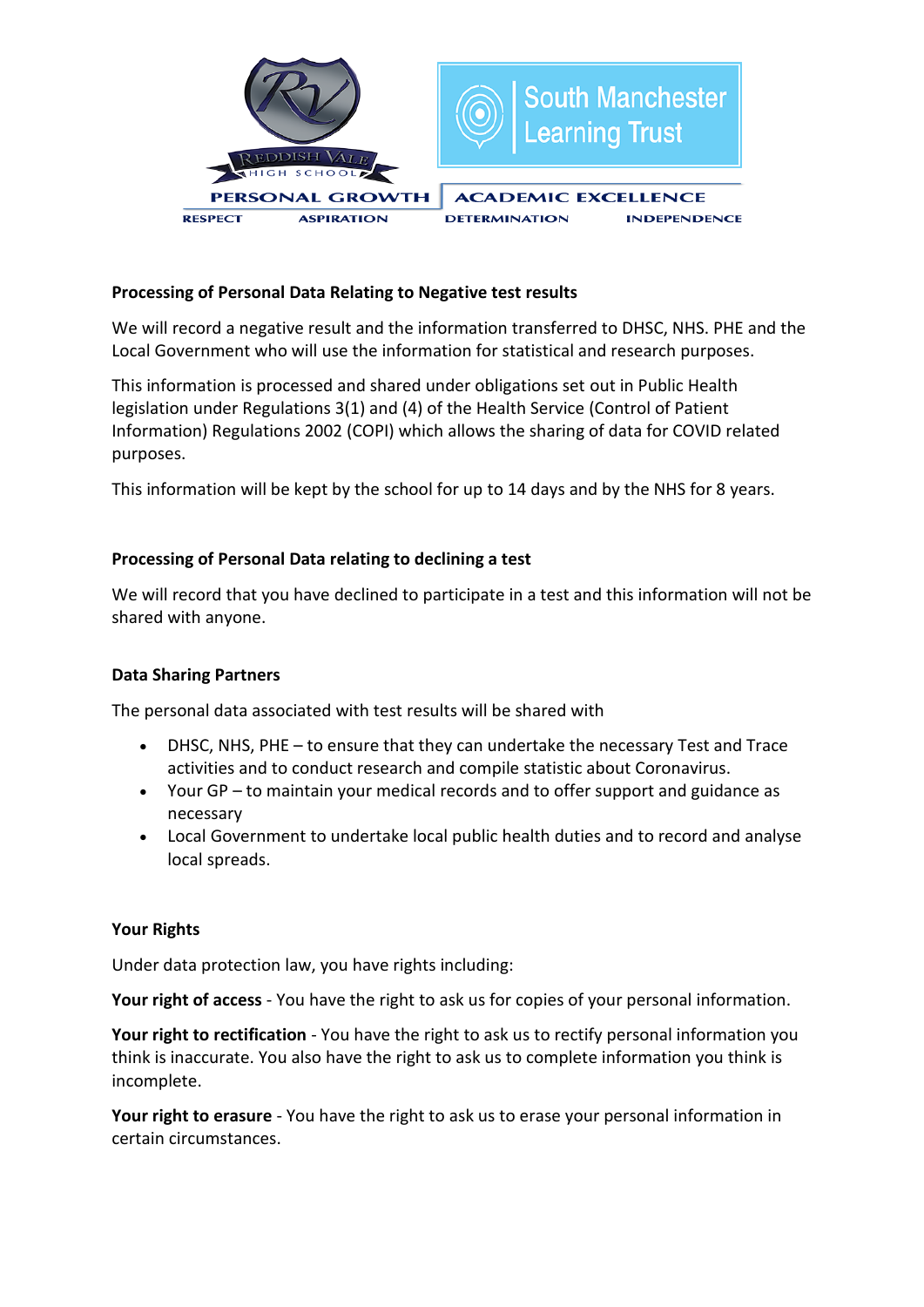**Processing of Personal Data Relating to Negative test results**

We will record a negative result and the information transferred to DHSC, NHS. PHE and the Local Government who will use the information for statistical and research purposes.

This information is processed and shared under obligations set out in Public Health legislation under Regulations 3(1) and (4) of the Health Service (Control of Patient Information) Regulations 2002 (COPI) which allows the sharing of data for COVID related purposes.

This information will be kept by the school for up to 14 days and by the NHS for 8 years.

**Processing of Personal Data relating to declining a test**

We will record that you have declined to participate in a test and this information will not be shared with anyone.

**Data Sharing Partners**

The personal data associated with test results will be shared with

- DHSC, NHS, PHE – to ensure that they can undertake the necessary Test and Trace activities and to conduct research and compile statistic about Coronavirus.
- Your GP – to maintain your medical records and to offer support and guidance as necessary
- Local Government to undertake local public health duties and to record and analyse local spreads.

**Your Rights**

Under data protection law, you have rights including:

**Your right of access** - You have the right to ask us for copies of your personal information.

**Your right to rectification** - You have the right to ask us to rectify personal information you think is inaccurate. You also have the right to ask us to complete information you think is incomplete.

**Your right to erasure** - You have the right to ask us to erase your personal information in certain circumstances.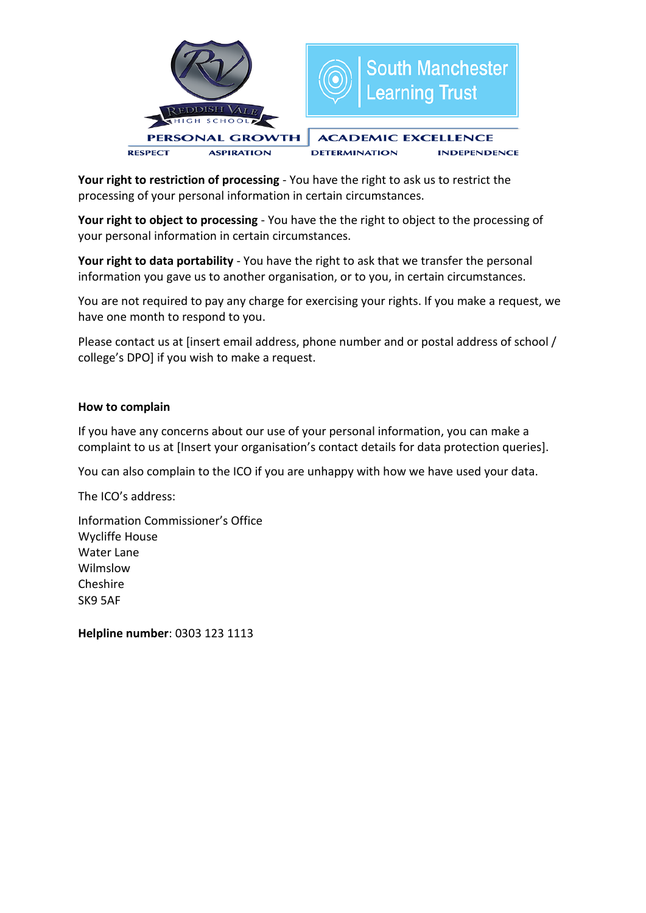**Your right to restriction of processing** - You have the right to ask us to restrict the processing of your personal information in certain circumstances.

**Your right to object to processing** - You have the the right to object to the processing of your personal information in certain circumstances.

**Your right to data portability** - You have the right to ask that we transfer the personal information you gave us to another organisation, or to you, in certain circumstances.

You are not required to pay any charge for exercising your rights. If you make a request, we have one month to respond to you.

Please contact us at [insert email address, phone number and or postal address of school / college's DPO] if you wish to make a request.

**How to complain**

If you have any concerns about our use of your personal information, you can make a complaint to us at [Insert your organisation's contact details for data protection queries].

You can also complain to the ICO if you are unhappy with how we have used your data.

The ICO's address:

Information Commissioner's Office
Wycliffe House
Water Lane
Wilmslow
Cheshire
SK9 5AF

**Helpline number**: 0303 123 1113